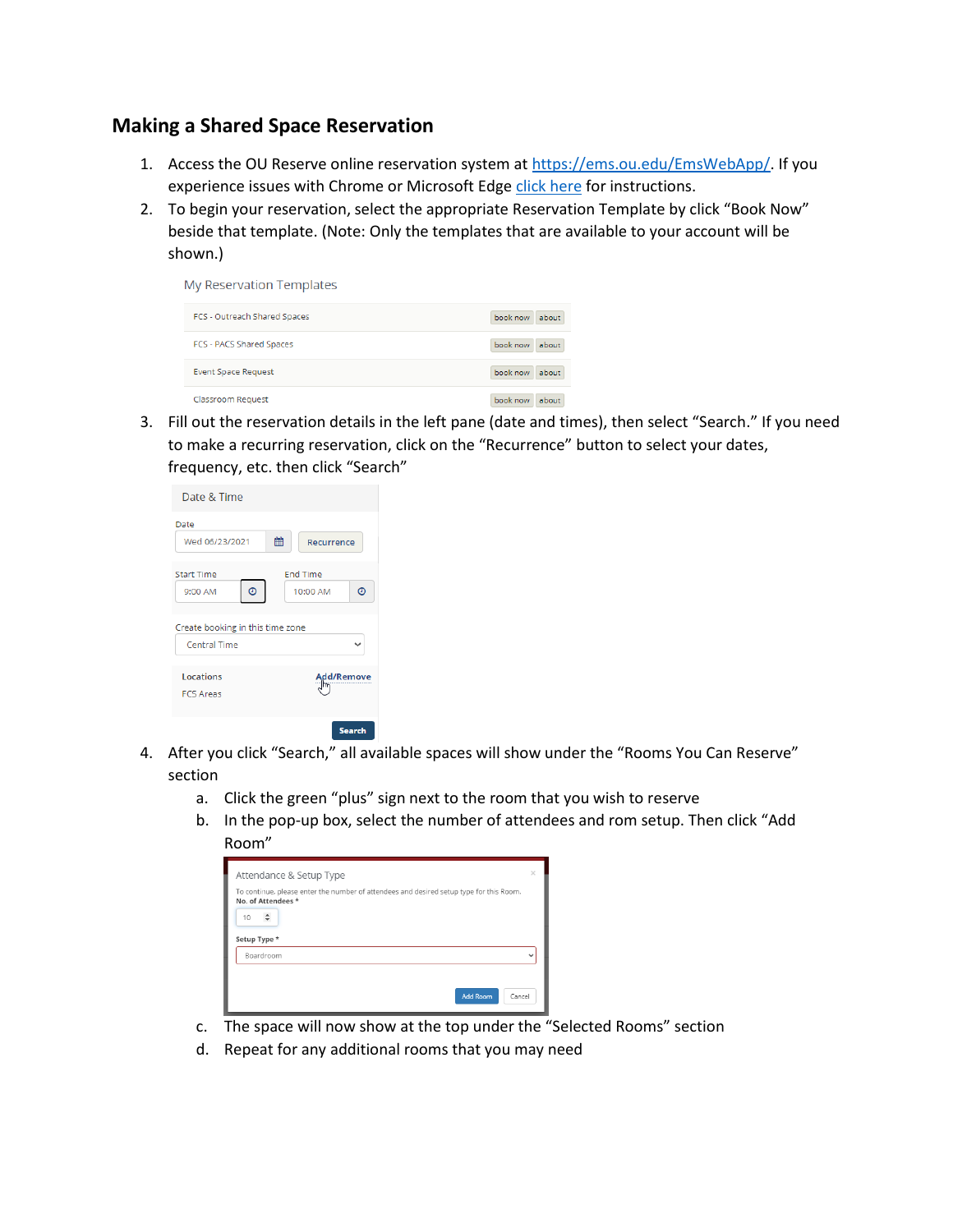## Making a Shared Space Reservation

1. Access the OU Reserve online reservation system at [https://ems.ou.edu/EmsWebApp/](https://ems.ou.edu/EmsWebApp/). If you experience issues with Chrome or Microsoft Edge [click here](#) for instructions.
2. To begin your reservation, select the appropriate Reservation Template by click "Book Now" beside that template. (Note: Only the templates that are available to your account will be shown.)
3. Fill out the reservation details in the left pane (date and times), then select "Search." If you need to make a recurring reservation, click on the "Recurrence" button to select your dates, frequency, etc. then click "Search"
4. After you click "Search," all available spaces will show under the "Rooms You Can Reserve" section
   a. Click the green "plus" sign next to the room that you wish to reserve
   b. In the pop-up box, select the number of attendees and rom setup. Then click "Add Room"
   c. The space will now show at the top under the "Selected Rooms" section
   d. Repeat for any additional rooms that you may need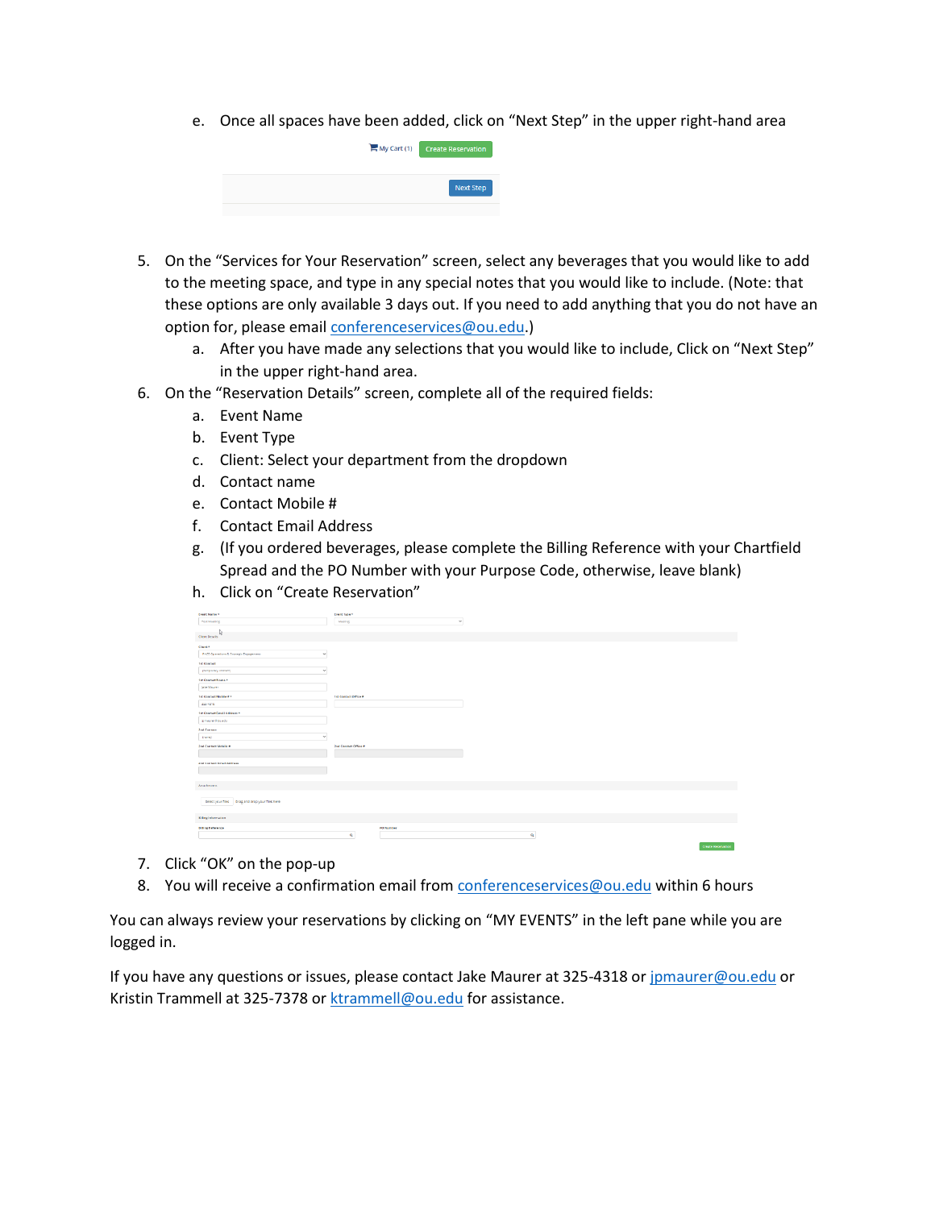e. Once all spaces have been added, click on "Next Step" in the upper right-hand area

5. On the "Services for Your Reservation" screen, select any beverages that you would like to add to the meeting space, and type in any special notes that you would like to include. (Note: that these options are only available 3 days out. If you need to add anything that you do not have an option for, please email conferenceservices@ou.edu.)
   a. After you have made any selections that you would like to include, Click on "Next Step" in the upper right-hand area.
6. On the "Reservation Details" screen, complete all of the required fields:
   a. Event Name
   b. Event Type
   c. Client: Select your department from the dropdown
   d. Contact name
   e. Contact Mobile #
   f. Contact Email Address
   g. (If you ordered beverages, please complete the Billing Reference with your Chartfield Spread and the PO Number with your Purpose Code, otherwise, leave blank)
   h. Click on "Create Reservation"
7. Click "OK" on the pop-up
8. You will receive a confirmation email from conferenceservices@ou.edu within 6 hours

You can always review your reservations by clicking on "MY EVENTS" in the left pane while you are logged in.

If you have any questions or issues, please contact Jake Maurer at 325-4318 or jpmaurer@ou.edu or Kristin Trammell at 325-7378 or ktrammell@ou.edu for assistance.